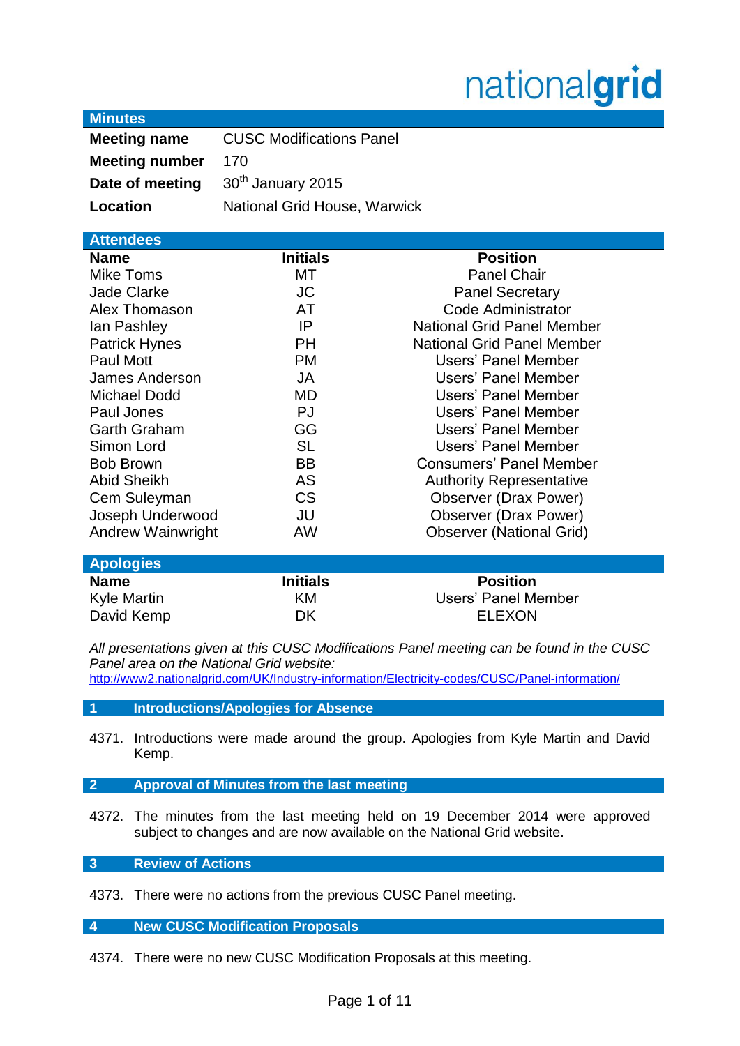nationalgrid

## Minutes

| | |
|---|---|
| **Meeting name** | CUSC Modifications Panel |
| **Meeting number** | 170 |
| **Date of meeting** | 30th January 2015 |
| **Location** | National Grid House, Warwick |

## Attendees

| Name | Initials | Position |
|---|---|---|
| Mike Toms | MT | Panel Chair |
| Jade Clarke | JC | Panel Secretary |
| Alex Thomason | AT | Code Administrator |
| Ian Pashley | IP | National Grid Panel Member |
| Patrick Hynes | PH | National Grid Panel Member |
| Paul Mott | PM | Users' Panel Member |
| James Anderson | JA | Users' Panel Member |
| Michael Dodd | MD | Users' Panel Member |
| Paul Jones | PJ | Users' Panel Member |
| Garth Graham | GG | Users' Panel Member |
| Simon Lord | SL | Users' Panel Member |
| Bob Brown | BB | Consumers' Panel Member |
| Abid Sheikh | AS | Authority Representative |
| Cem Suleyman | CS | Observer (Drax Power) |
| Joseph Underwood | JU | Observer (Drax Power) |
| Andrew Wainwright | AW | Observer (National Grid) |

## Apologies

| Name | Initials | Position |
|---|---|---|
| Kyle Martin | KM | Users' Panel Member |
| David Kemp | DK | ELEXON |

*All presentations given at this CUSC Modifications Panel meeting can be found in the CUSC Panel area on the National Grid website:*
http://www2.nationalgrid.com/UK/Industry-information/Electricity-codes/CUSC/Panel-information/

## 1 Introductions/Apologies for Absence

4371. Introductions were made around the group. Apologies from Kyle Martin and David Kemp.

## 2 Approval of Minutes from the last meeting

4372. The minutes from the last meeting held on 19 December 2014 were approved subject to changes and are now available on the National Grid website.

## 3 Review of Actions

4373. There were no actions from the previous CUSC Panel meeting.

## 4 New CUSC Modification Proposals

4374. There were no new CUSC Modification Proposals at this meeting.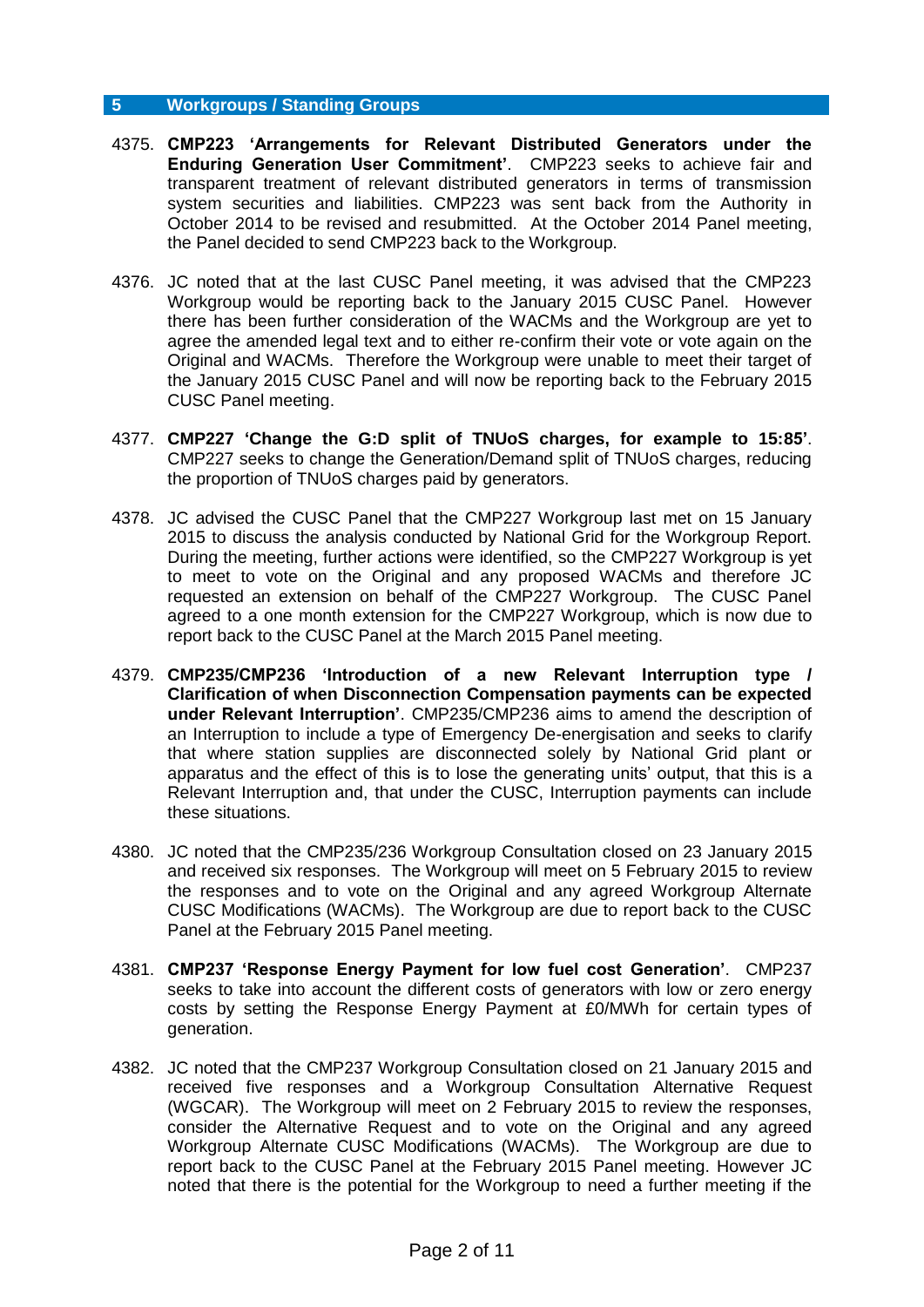## 5 Workgroups / Standing Groups

4375. **CMP223 'Arrangements for Relevant Distributed Generators under the Enduring Generation User Commitment'**. CMP223 seeks to achieve fair and transparent treatment of relevant distributed generators in terms of transmission system securities and liabilities. CMP223 was sent back from the Authority in October 2014 to be revised and resubmitted. At the October 2014 Panel meeting, the Panel decided to send CMP223 back to the Workgroup.

4376. JC noted that at the last CUSC Panel meeting, it was advised that the CMP223 Workgroup would be reporting back to the January 2015 CUSC Panel. However there has been further consideration of the WACMs and the Workgroup are yet to agree the amended legal text and to either re-confirm their vote or vote again on the Original and WACMs. Therefore the Workgroup were unable to meet their target of the January 2015 CUSC Panel and will now be reporting back to the February 2015 CUSC Panel meeting.

4377. **CMP227 'Change the G:D split of TNUoS charges, for example to 15:85'**. CMP227 seeks to change the Generation/Demand split of TNUoS charges, reducing the proportion of TNUoS charges paid by generators.

4378. JC advised the CUSC Panel that the CMP227 Workgroup last met on 15 January 2015 to discuss the analysis conducted by National Grid for the Workgroup Report. During the meeting, further actions were identified, so the CMP227 Workgroup is yet to meet to vote on the Original and any proposed WACMs and therefore JC requested an extension on behalf of the CMP227 Workgroup. The CUSC Panel agreed to a one month extension for the CMP227 Workgroup, which is now due to report back to the CUSC Panel at the March 2015 Panel meeting.

4379. **CMP235/CMP236 'Introduction of a new Relevant Interruption type / Clarification of when Disconnection Compensation payments can be expected under Relevant Interruption'**. CMP235/CMP236 aims to amend the description of an Interruption to include a type of Emergency De-energisation and seeks to clarify that where station supplies are disconnected solely by National Grid plant or apparatus and the effect of this is to lose the generating units' output, that this is a Relevant Interruption and, that under the CUSC, Interruption payments can include these situations.

4380. JC noted that the CMP235/236 Workgroup Consultation closed on 23 January 2015 and received six responses. The Workgroup will meet on 5 February 2015 to review the responses and to vote on the Original and any agreed Workgroup Alternate CUSC Modifications (WACMs). The Workgroup are due to report back to the CUSC Panel at the February 2015 Panel meeting.

4381. **CMP237 'Response Energy Payment for low fuel cost Generation'**. CMP237 seeks to take into account the different costs of generators with low or zero energy costs by setting the Response Energy Payment at £0/MWh for certain types of generation.

4382. JC noted that the CMP237 Workgroup Consultation closed on 21 January 2015 and received five responses and a Workgroup Consultation Alternative Request (WGCAR). The Workgroup will meet on 2 February 2015 to review the responses, consider the Alternative Request and to vote on the Original and any agreed Workgroup Alternate CUSC Modifications (WACMs). The Workgroup are due to report back to the CUSC Panel at the February 2015 Panel meeting. However JC noted that there is the potential for the Workgroup to need a further meeting if the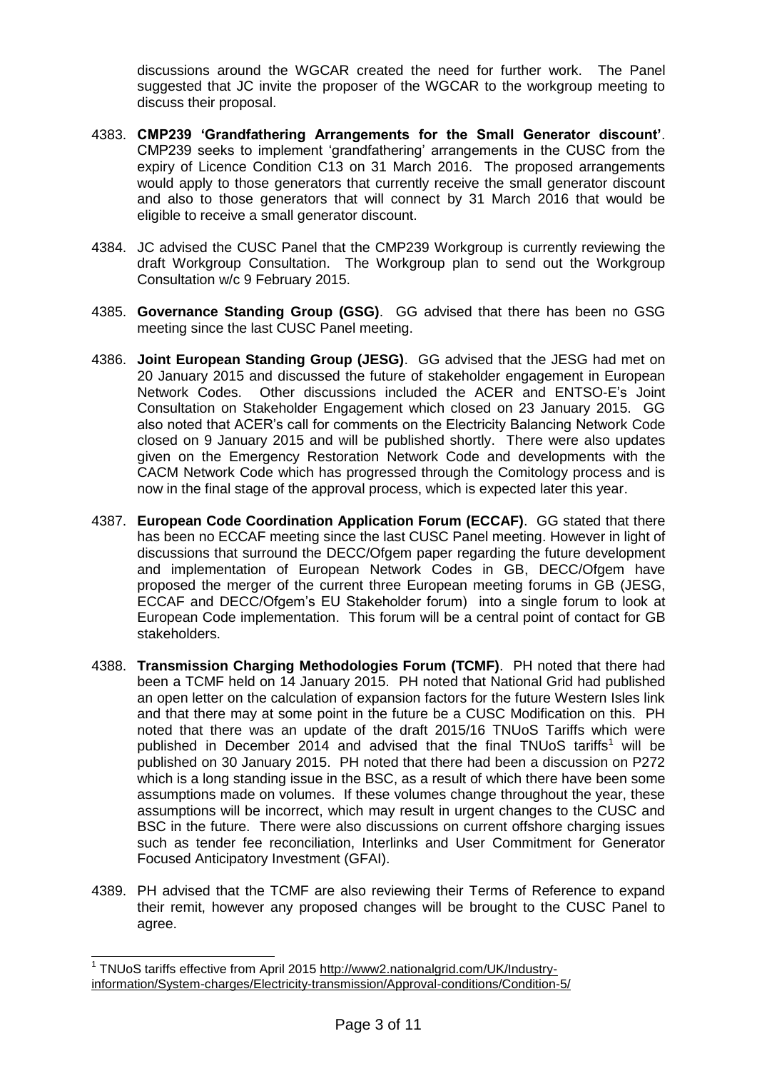discussions around the WGCAR created the need for further work. The Panel suggested that JC invite the proposer of the WGCAR to the workgroup meeting to discuss their proposal.

4383. **CMP239 'Grandfathering Arrangements for the Small Generator discount'**. CMP239 seeks to implement 'grandfathering' arrangements in the CUSC from the expiry of Licence Condition C13 on 31 March 2016. The proposed arrangements would apply to those generators that currently receive the small generator discount and also to those generators that will connect by 31 March 2016 that would be eligible to receive a small generator discount.

4384. JC advised the CUSC Panel that the CMP239 Workgroup is currently reviewing the draft Workgroup Consultation. The Workgroup plan to send out the Workgroup Consultation w/c 9 February 2015.

4385. **Governance Standing Group (GSG)**. GG advised that there has been no GSG meeting since the last CUSC Panel meeting.

4386. **Joint European Standing Group (JESG)**. GG advised that the JESG had met on 20 January 2015 and discussed the future of stakeholder engagement in European Network Codes. Other discussions included the ACER and ENTSO-E's Joint Consultation on Stakeholder Engagement which closed on 23 January 2015. GG also noted that ACER's call for comments on the Electricity Balancing Network Code closed on 9 January 2015 and will be published shortly. There were also updates given on the Emergency Restoration Network Code and developments with the CACM Network Code which has progressed through the Comitology process and is now in the final stage of the approval process, which is expected later this year.

4387. **European Code Coordination Application Forum (ECCAF)**. GG stated that there has been no ECCAF meeting since the last CUSC Panel meeting. However in light of discussions that surround the DECC/Ofgem paper regarding the future development and implementation of European Network Codes in GB, DECC/Ofgem have proposed the merger of the current three European meeting forums in GB (JESG, ECCAF and DECC/Ofgem's EU Stakeholder forum) into a single forum to look at European Code implementation. This forum will be a central point of contact for GB stakeholders.

4388. **Transmission Charging Methodologies Forum (TCMF)**. PH noted that there had been a TCMF held on 14 January 2015. PH noted that National Grid had published an open letter on the calculation of expansion factors for the future Western Isles link and that there may at some point in the future be a CUSC Modification on this. PH noted that there was an update of the draft 2015/16 TNUoS Tariffs which were published in December 2014 and advised that the final TNUoS tariffs[1] will be published on 30 January 2015. PH noted that there had been a discussion on P272 which is a long standing issue in the BSC, as a result of which there have been some assumptions made on volumes. If these volumes change throughout the year, these assumptions will be incorrect, which may result in urgent changes to the CUSC and BSC in the future. There were also discussions on current offshore charging issues such as tender fee reconciliation, Interlinks and User Commitment for Generator Focused Anticipatory Investment (GFAI).

4389. PH advised that the TCMF are also reviewing their Terms of Reference to expand their remit, however any proposed changes will be brought to the CUSC Panel to agree.

---

[1] TNUoS tariffs effective from April 2015 http://www2.nationalgrid.com/UK/Industry-information/System-charges/Electricity-transmission/Approval-conditions/Condition-5/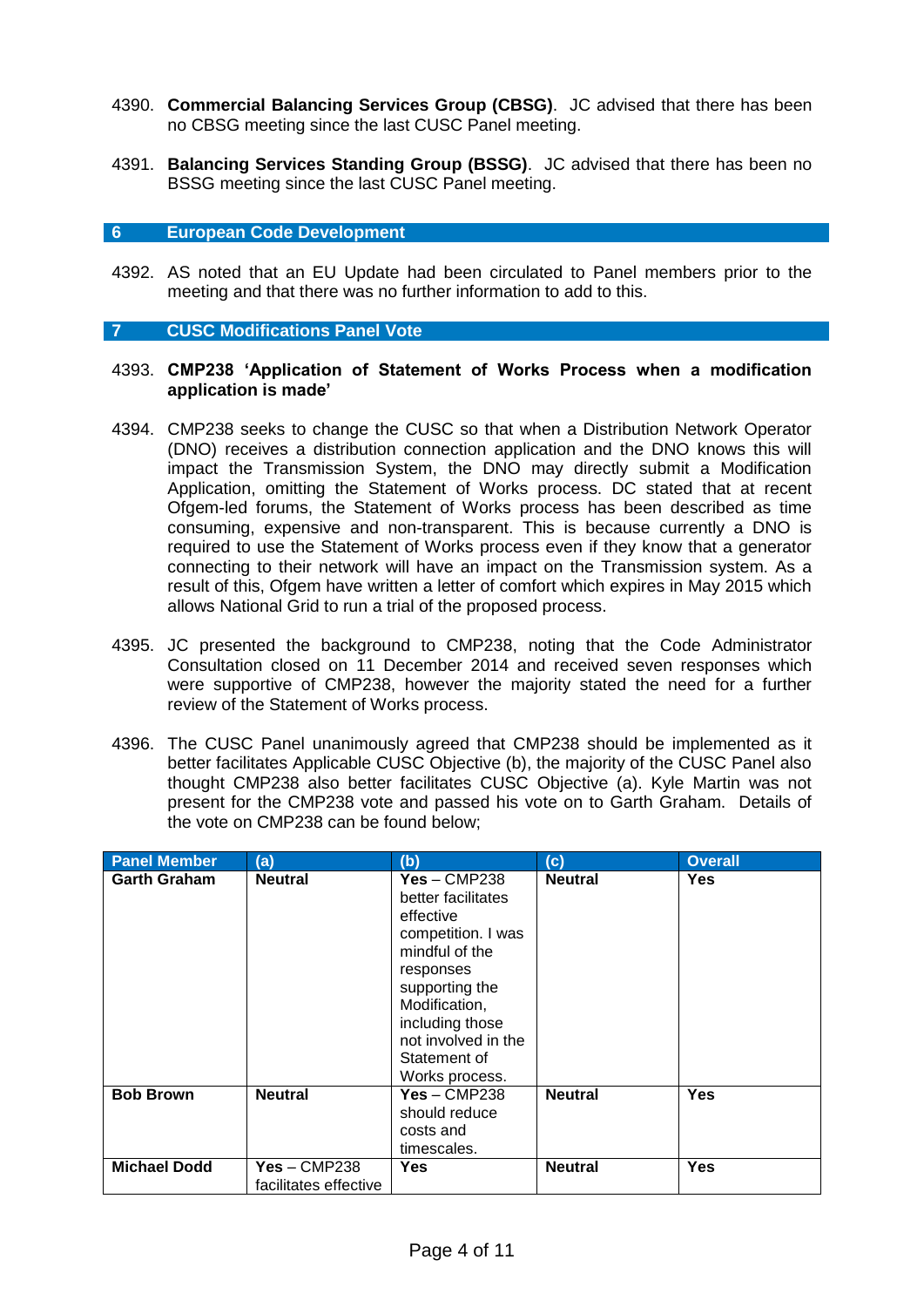4390. **Commercial Balancing Services Group (CBSG)**. JC advised that there has been no CBSG meeting since the last CUSC Panel meeting.

4391. **Balancing Services Standing Group (BSSG)**. JC advised that there has been no BSSG meeting since the last CUSC Panel meeting.

## 6 European Code Development

4392. AS noted that an EU Update had been circulated to Panel members prior to the meeting and that there was no further information to add to this.

## 7 CUSC Modifications Panel Vote

4393. **CMP238 'Application of Statement of Works Process when a modification application is made'**

4394. CMP238 seeks to change the CUSC so that when a Distribution Network Operator (DNO) receives a distribution connection application and the DNO knows this will impact the Transmission System, the DNO may directly submit a Modification Application, omitting the Statement of Works process. DC stated that at recent Ofgem-led forums, the Statement of Works process has been described as time consuming, expensive and non-transparent. This is because currently a DNO is required to use the Statement of Works process even if they know that a generator connecting to their network will have an impact on the Transmission system. As a result of this, Ofgem have written a letter of comfort which expires in May 2015 which allows National Grid to run a trial of the proposed process.

4395. JC presented the background to CMP238, noting that the Code Administrator Consultation closed on 11 December 2014 and received seven responses which were supportive of CMP238, however the majority stated the need for a further review of the Statement of Works process.

4396. The CUSC Panel unanimously agreed that CMP238 should be implemented as it better facilitates Applicable CUSC Objective (b), the majority of the CUSC Panel also thought CMP238 also better facilitates CUSC Objective (a). Kyle Martin was not present for the CMP238 vote and passed his vote on to Garth Graham. Details of the vote on CMP238 can be found below;

| Panel Member | (a) | (b) | (c) | Overall |
|---|---|---|---|---|
| **Garth Graham** | **Neutral** | **Yes** – CMP238 better facilitates effective competition. I was mindful of the responses supporting the Modification, including those not involved in the Statement of Works process. | **Neutral** | **Yes** |
| **Bob Brown** | **Neutral** | **Yes** – CMP238 should reduce costs and timescales. | **Neutral** | **Yes** |
| **Michael Dodd** | **Yes** – CMP238 facilitates effective | **Yes** | **Neutral** | **Yes** |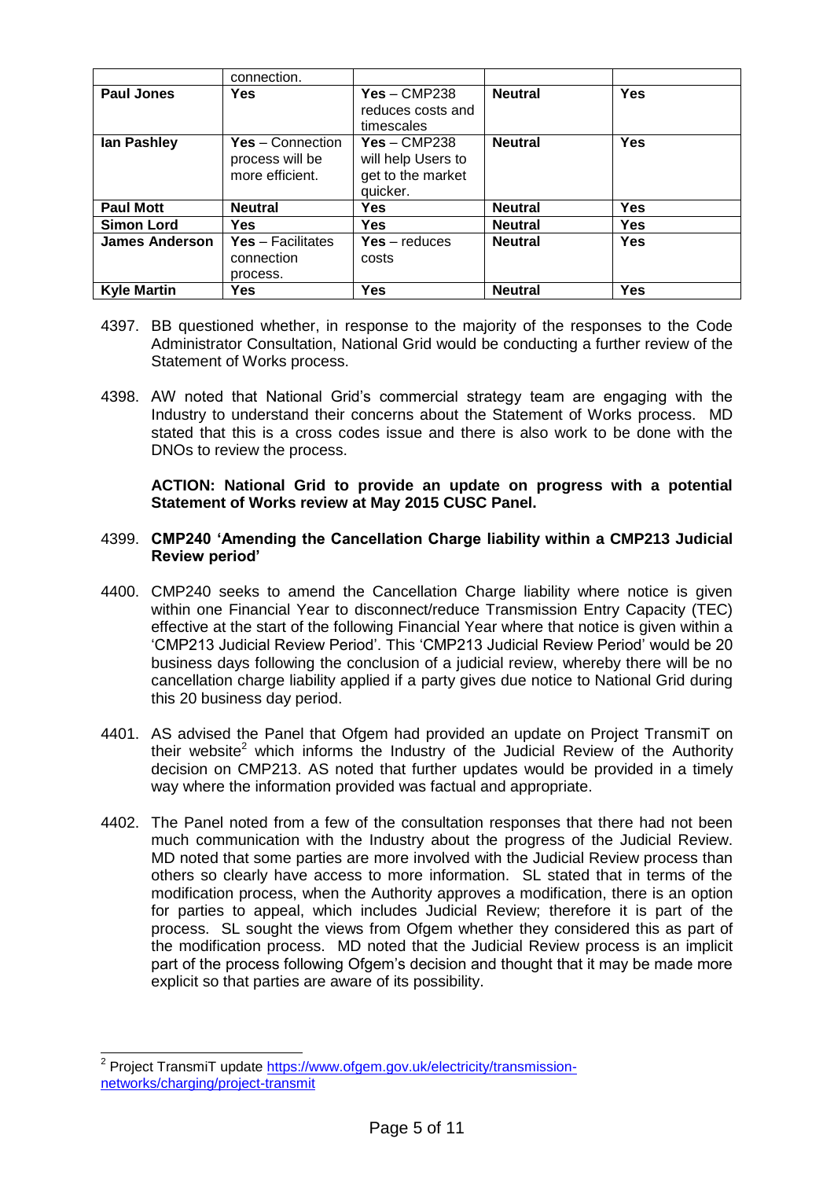| | connection. | | | |
|---|---|---|---|---|
| **Paul Jones** | **Yes** | **Yes** – CMP238 reduces costs and timescales | **Neutral** | **Yes** |
| **Ian Pashley** | **Yes** – Connection process will be more efficient. | **Yes** – CMP238 will help Users to get to the market quicker. | **Neutral** | **Yes** |
| **Paul Mott** | **Neutral** | **Yes** | **Neutral** | **Yes** |
| **Simon Lord** | **Yes** | **Yes** | **Neutral** | **Yes** |
| **James Anderson** | **Yes** – Facilitates connection process. | **Yes** – reduces costs | **Neutral** | **Yes** |
| **Kyle Martin** | **Yes** | **Yes** | **Neutral** | **Yes** |

4397. BB questioned whether, in response to the majority of the responses to the Code Administrator Consultation, National Grid would be conducting a further review of the Statement of Works process.

4398. AW noted that National Grid's commercial strategy team are engaging with the Industry to understand their concerns about the Statement of Works process. MD stated that this is a cross codes issue and there is also work to be done with the DNOs to review the process.

**ACTION: National Grid to provide an update on progress with a potential Statement of Works review at May 2015 CUSC Panel.**

4399. **CMP240 'Amending the Cancellation Charge liability within a CMP213 Judicial Review period'**

4400. CMP240 seeks to amend the Cancellation Charge liability where notice is given within one Financial Year to disconnect/reduce Transmission Entry Capacity (TEC) effective at the start of the following Financial Year where that notice is given within a 'CMP213 Judicial Review Period'. This 'CMP213 Judicial Review Period' would be 20 business days following the conclusion of a judicial review, whereby there will be no cancellation charge liability applied if a party gives due notice to National Grid during this 20 business day period.

4401. AS advised the Panel that Ofgem had provided an update on Project TransmiT on their website[2] which informs the Industry of the Judicial Review of the Authority decision on CMP213. AS noted that further updates would be provided in a timely way where the information provided was factual and appropriate.

4402. The Panel noted from a few of the consultation responses that there had not been much communication with the Industry about the progress of the Judicial Review. MD noted that some parties are more involved with the Judicial Review process than others so clearly have access to more information. SL stated that in terms of the modification process, when the Authority approves a modification, there is an option for parties to appeal, which includes Judicial Review; therefore it is part of the process. SL sought the views from Ofgem whether they considered this as part of the modification process. MD noted that the Judicial Review process is an implicit part of the process following Ofgem's decision and thought that it may be made more explicit so that parties are aware of its possibility.

[2] Project TransmiT update https://www.ofgem.gov.uk/electricity/transmission-networks/charging/project-transmit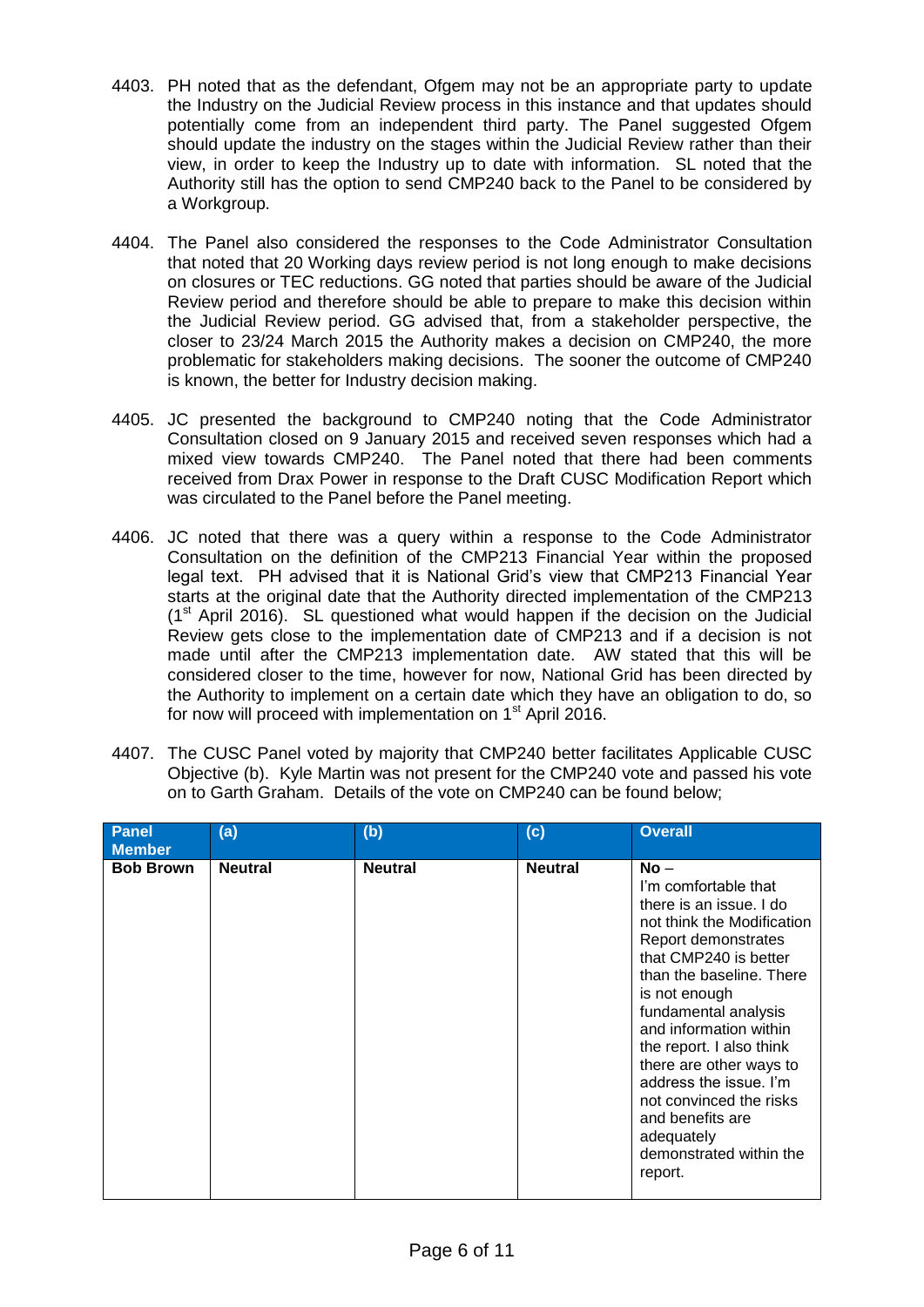4403. PH noted that as the defendant, Ofgem may not be an appropriate party to update the Industry on the Judicial Review process in this instance and that updates should potentially come from an independent third party. The Panel suggested Ofgem should update the industry on the stages within the Judicial Review rather than their view, in order to keep the Industry up to date with information. SL noted that the Authority still has the option to send CMP240 back to the Panel to be considered by a Workgroup.

4404. The Panel also considered the responses to the Code Administrator Consultation that noted that 20 Working days review period is not long enough to make decisions on closures or TEC reductions. GG noted that parties should be aware of the Judicial Review period and therefore should be able to prepare to make this decision within the Judicial Review period. GG advised that, from a stakeholder perspective, the closer to 23/24 March 2015 the Authority makes a decision on CMP240, the more problematic for stakeholders making decisions. The sooner the outcome of CMP240 is known, the better for Industry decision making.

4405. JC presented the background to CMP240 noting that the Code Administrator Consultation closed on 9 January 2015 and received seven responses which had a mixed view towards CMP240. The Panel noted that there had been comments received from Drax Power in response to the Draft CUSC Modification Report which was circulated to the Panel before the Panel meeting.

4406. JC noted that there was a query within a response to the Code Administrator Consultation on the definition of the CMP213 Financial Year within the proposed legal text. PH advised that it is National Grid's view that CMP213 Financial Year starts at the original date that the Authority directed implementation of the CMP213 (1st April 2016). SL questioned what would happen if the decision on the Judicial Review gets close to the implementation date of CMP213 and if a decision is not made until after the CMP213 implementation date. AW stated that this will be considered closer to the time, however for now, National Grid has been directed by the Authority to implement on a certain date which they have an obligation to do, so for now will proceed with implementation on 1st April 2016.

4407. The CUSC Panel voted by majority that CMP240 better facilitates Applicable CUSC Objective (b). Kyle Martin was not present for the CMP240 vote and passed his vote on to Garth Graham. Details of the vote on CMP240 can be found below;

| Panel Member | (a) | (b) | (c) | Overall |
|---|---|---|---|---|
| **Bob Brown** | **Neutral** | **Neutral** | **Neutral** | **No** – I'm comfortable that there is an issue. I do not think the Modification Report demonstrates that CMP240 is better than the baseline. There is not enough fundamental analysis and information within the report. I also think there are other ways to address the issue. I'm not convinced the risks and benefits are adequately demonstrated within the report. |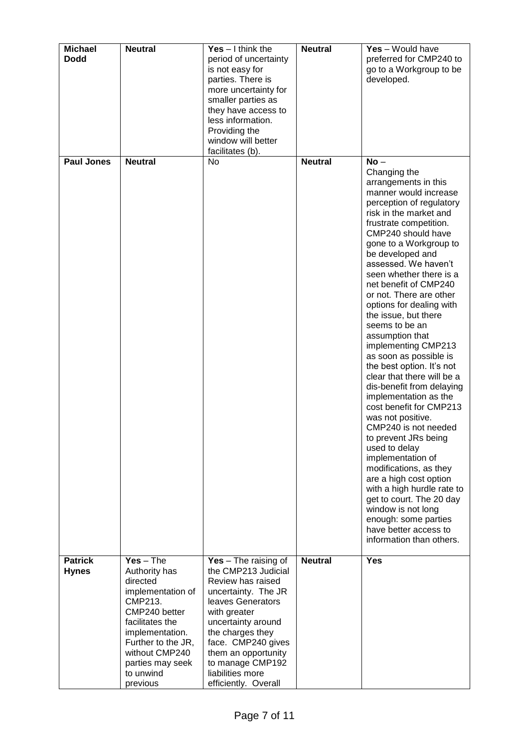| | | | | |
|---|---|---|---|---|
| **Michael Dodd** | **Neutral** | **Yes** – I think the period of uncertainty is not easy for parties. There is more uncertainty for smaller parties as they have access to less information. Providing the window will better facilitates (b). | **Neutral** | **Yes** – Would have preferred for CMP240 to go to a Workgroup to be developed. |
| **Paul Jones** | **Neutral** | No | **Neutral** | **No** – Changing the arrangements in this manner would increase perception of regulatory risk in the market and frustrate competition. CMP240 should have gone to a Workgroup to be developed and assessed. We haven't seen whether there is a net benefit of CMP240 or not. There are other options for dealing with the issue, but there seems to be an assumption that implementing CMP213 as soon as possible is the best option. It's not clear that there will be a dis-benefit from delaying implementation as the cost benefit for CMP213 was not positive. CMP240 is not needed to prevent JRs being used to delay implementation of modifications, as they are a high cost option with a high hurdle rate to get to court. The 20 day window is not long enough: some parties have better access to information than others. |
| **Patrick Hynes** | **Yes** – The Authority has directed implementation of CMP213. CMP240 better facilitates the implementation. Further to the JR, without CMP240 parties may seek to unwind previous | **Yes** – The raising of the CMP213 Judicial Review has raised uncertainty. The JR leaves Generators with greater uncertainty around the charges they face. CMP240 gives them an opportunity to manage CMP192 liabilities more efficiently. Overall | **Neutral** | **Yes** |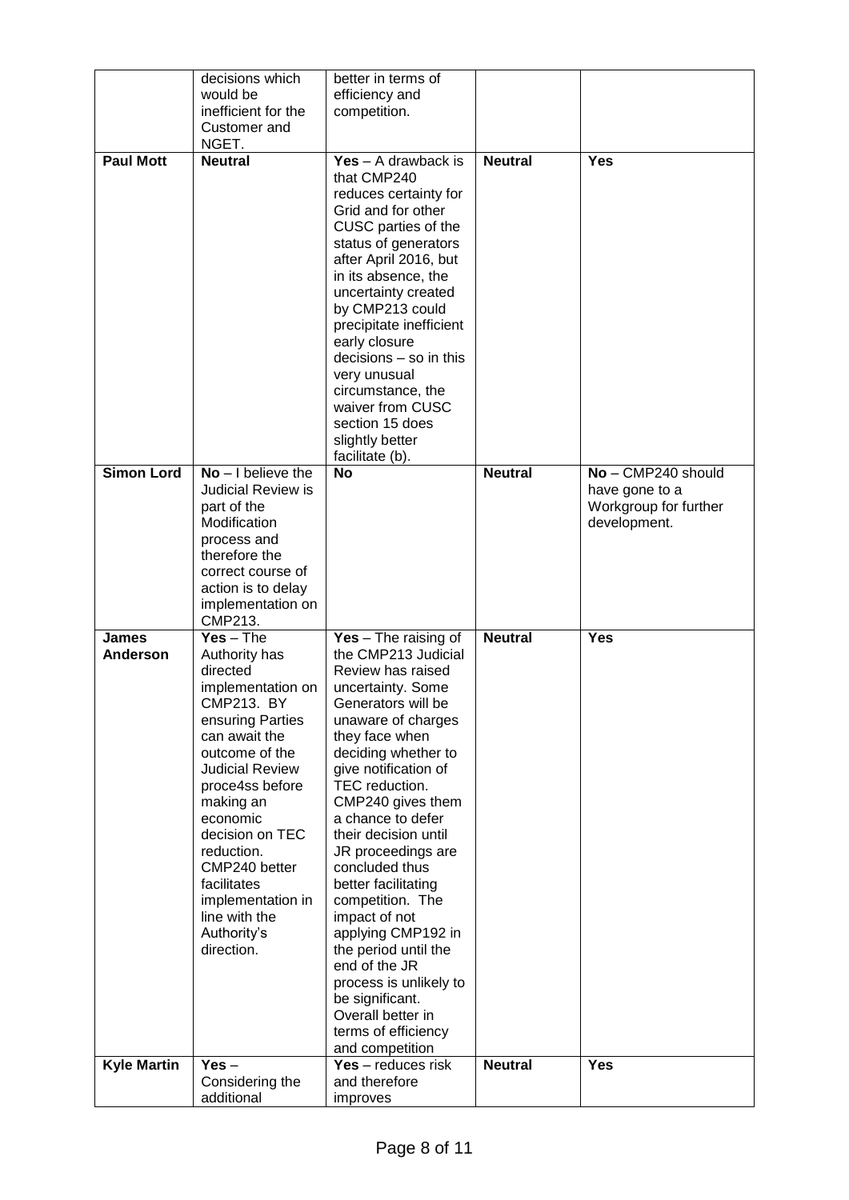| | | | | |
|---|---|---|---|---|
| | decisions which would be inefficient for the Customer and NGET. | better in terms of efficiency and competition. | | |
| **Paul Mott** | **Neutral** | **Yes** – A drawback is that CMP240 reduces certainty for Grid and for other CUSC parties of the status of generators after April 2016, but in its absence, the uncertainty created by CMP213 could precipitate inefficient early closure decisions – so in this very unusual circumstance, the waiver from CUSC section 15 does slightly better facilitate (b). | **Neutral** | **Yes** |
| **Simon Lord** | **No** – I believe the Judicial Review is part of the Modification process and therefore the correct course of action is to delay implementation on CMP213. | **No** | **Neutral** | **No** – CMP240 should have gone to a Workgroup for further development. |
| **James Anderson** | **Yes** – The Authority has directed implementation on CMP213. BY ensuring Parties can await the outcome of the Judicial Review proce4ss before making an economic decision on TEC reduction. CMP240 better facilitates implementation in line with the Authority's direction. | **Yes** – The raising of the CMP213 Judicial Review has raised uncertainty. Some Generators will be unaware of charges they face when deciding whether to give notification of TEC reduction. CMP240 gives them a chance to defer their decision until JR proceedings are concluded thus better facilitating competition. The impact of not applying CMP192 in the period until the end of the JR process is unlikely to be significant. Overall better in terms of efficiency and competition | **Neutral** | **Yes** |
| **Kyle Martin** | **Yes** – Considering the additional | **Yes** – reduces risk and therefore improves | **Neutral** | **Yes** |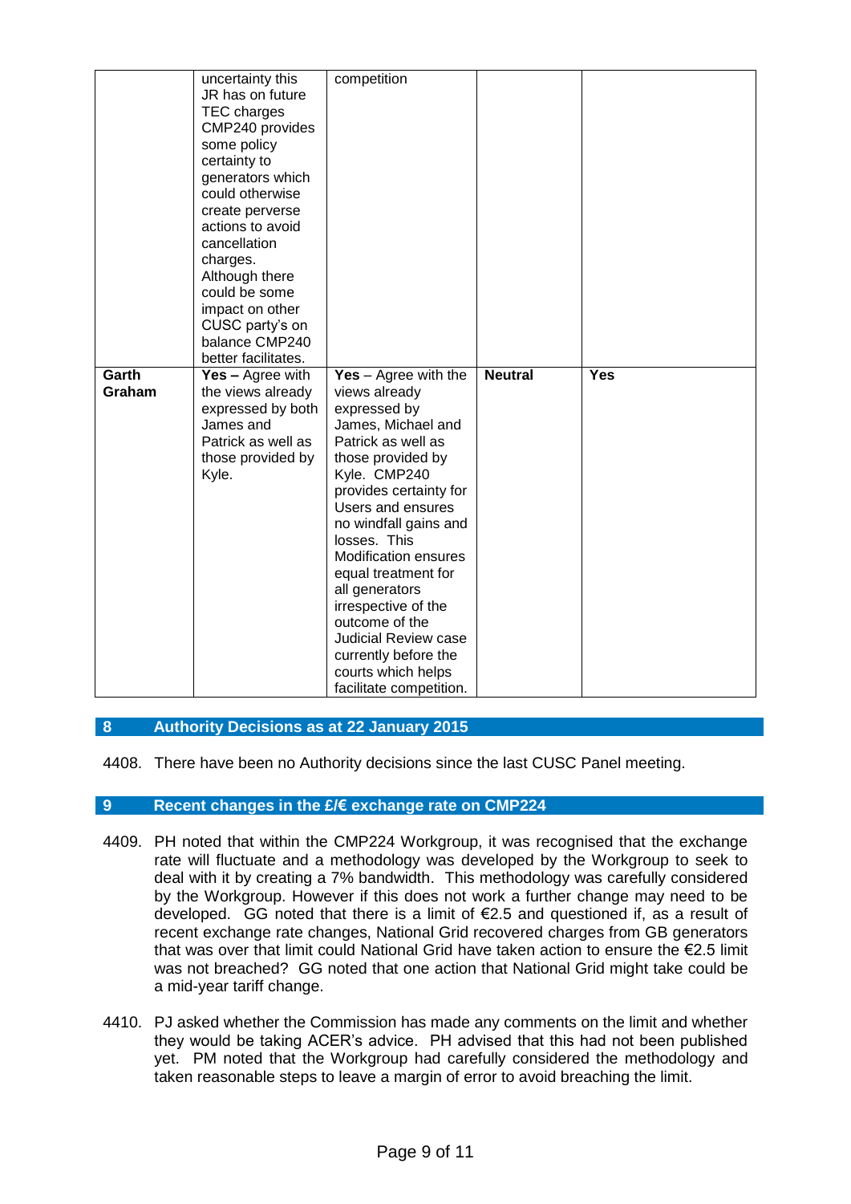| | | | | |
|---|---|---|---|---|
| | uncertainty this JR has on future TEC charges CMP240 provides some policy certainty to generators which could otherwise create perverse actions to avoid cancellation charges. Although there could be some impact on other CUSC party's on balance CMP240 better facilitates. | competition | | |
| **Garth Graham** | **Yes –** Agree with the views already expressed by both James and Patrick as well as those provided by Kyle. | **Yes** – Agree with the views already expressed by James, Michael and Patrick as well as those provided by Kyle. CMP240 provides certainty for Users and ensures no windfall gains and losses. This Modification ensures equal treatment for all generators irrespective of the outcome of the Judicial Review case currently before the courts which helps facilitate competition. | **Neutral** | **Yes** |

## 8 Authority Decisions as at 22 January 2015

4408. There have been no Authority decisions since the last CUSC Panel meeting.

## 9 Recent changes in the £/€ exchange rate on CMP224

4409. PH noted that within the CMP224 Workgroup, it was recognised that the exchange rate will fluctuate and a methodology was developed by the Workgroup to seek to deal with it by creating a 7% bandwidth. This methodology was carefully considered by the Workgroup. However if this does not work a further change may need to be developed. GG noted that there is a limit of €2.5 and questioned if, as a result of recent exchange rate changes, National Grid recovered charges from GB generators that was over that limit could National Grid have taken action to ensure the €2.5 limit was not breached? GG noted that one action that National Grid might take could be a mid-year tariff change.

4410. PJ asked whether the Commission has made any comments on the limit and whether they would be taking ACER's advice. PH advised that this had not been published yet. PM noted that the Workgroup had carefully considered the methodology and taken reasonable steps to leave a margin of error to avoid breaching the limit.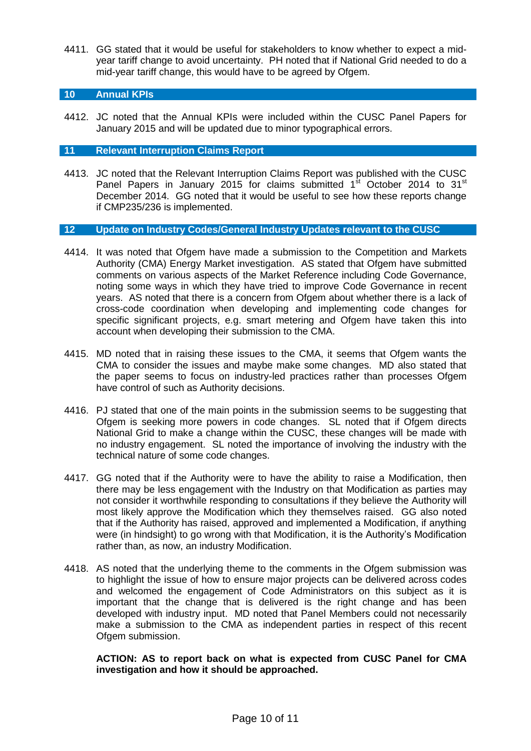4411. GG stated that it would be useful for stakeholders to know whether to expect a mid-year tariff change to avoid uncertainty. PH noted that if National Grid needed to do a mid-year tariff change, this would have to be agreed by Ofgem.

## 10 Annual KPIs

4412. JC noted that the Annual KPIs were included within the CUSC Panel Papers for January 2015 and will be updated due to minor typographical errors.

## 11 Relevant Interruption Claims Report

4413. JC noted that the Relevant Interruption Claims Report was published with the CUSC Panel Papers in January 2015 for claims submitted 1st October 2014 to 31st December 2014. GG noted that it would be useful to see how these reports change if CMP235/236 is implemented.

## 12 Update on Industry Codes/General Industry Updates relevant to the CUSC

4414. It was noted that Ofgem have made a submission to the Competition and Markets Authority (CMA) Energy Market investigation. AS stated that Ofgem have submitted comments on various aspects of the Market Reference including Code Governance, noting some ways in which they have tried to improve Code Governance in recent years. AS noted that there is a concern from Ofgem about whether there is a lack of cross-code coordination when developing and implementing code changes for specific significant projects, e.g. smart metering and Ofgem have taken this into account when developing their submission to the CMA.

4415. MD noted that in raising these issues to the CMA, it seems that Ofgem wants the CMA to consider the issues and maybe make some changes. MD also stated that the paper seems to focus on industry-led practices rather than processes Ofgem have control of such as Authority decisions.

4416. PJ stated that one of the main points in the submission seems to be suggesting that Ofgem is seeking more powers in code changes. SL noted that if Ofgem directs National Grid to make a change within the CUSC, these changes will be made with no industry engagement. SL noted the importance of involving the industry with the technical nature of some code changes.

4417. GG noted that if the Authority were to have the ability to raise a Modification, then there may be less engagement with the Industry on that Modification as parties may not consider it worthwhile responding to consultations if they believe the Authority will most likely approve the Modification which they themselves raised. GG also noted that if the Authority has raised, approved and implemented a Modification, if anything were (in hindsight) to go wrong with that Modification, it is the Authority's Modification rather than, as now, an industry Modification.

4418. AS noted that the underlying theme to the comments in the Ofgem submission was to highlight the issue of how to ensure major projects can be delivered across codes and welcomed the engagement of Code Administrators on this subject as it is important that the change that is delivered is the right change and has been developed with industry input. MD noted that Panel Members could not necessarily make a submission to the CMA as independent parties in respect of this recent Ofgem submission.

**ACTION: AS to report back on what is expected from CUSC Panel for CMA investigation and how it should be approached.**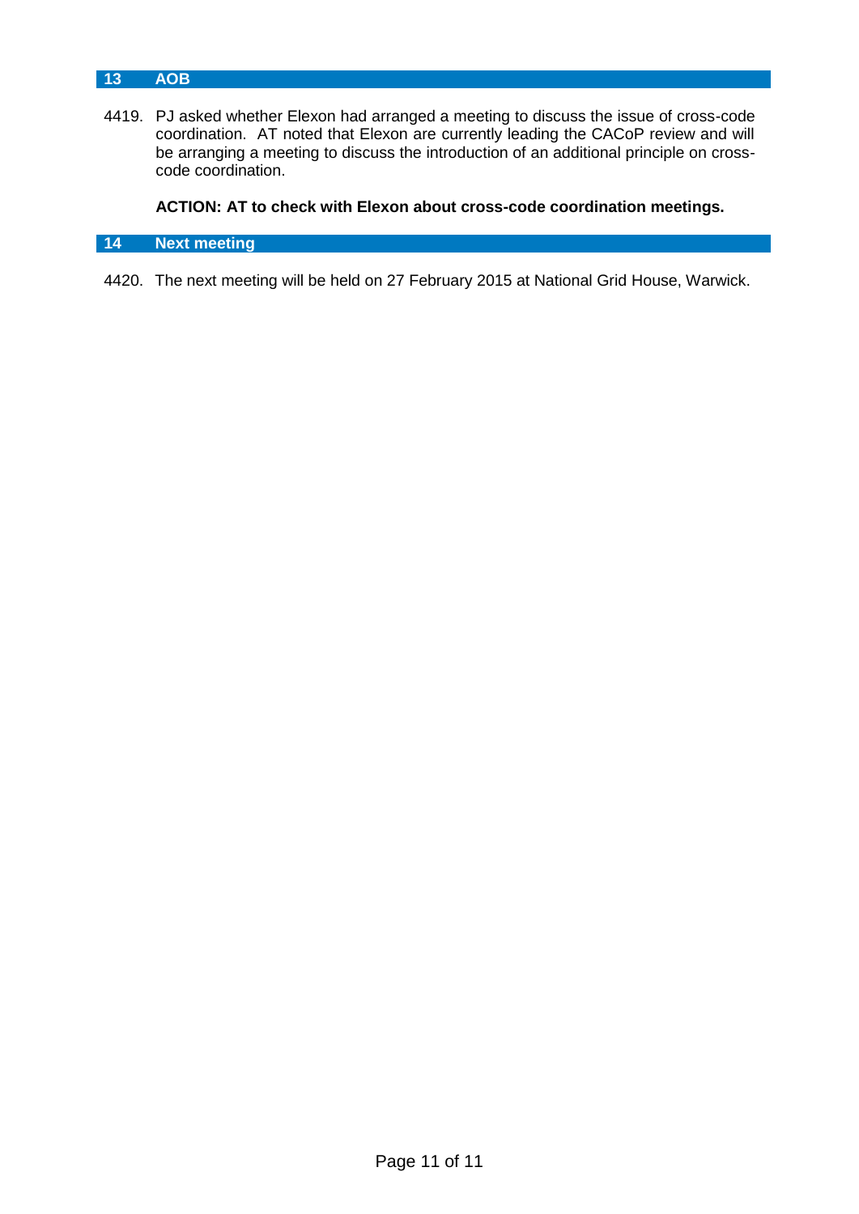## 13 AOB

4419. PJ asked whether Elexon had arranged a meeting to discuss the issue of cross-code coordination. AT noted that Elexon are currently leading the CACoP review and will be arranging a meeting to discuss the introduction of an additional principle on cross-code coordination.

**ACTION: AT to check with Elexon about cross-code coordination meetings.**

## 14 Next meeting

4420. The next meeting will be held on 27 February 2015 at National Grid House, Warwick.